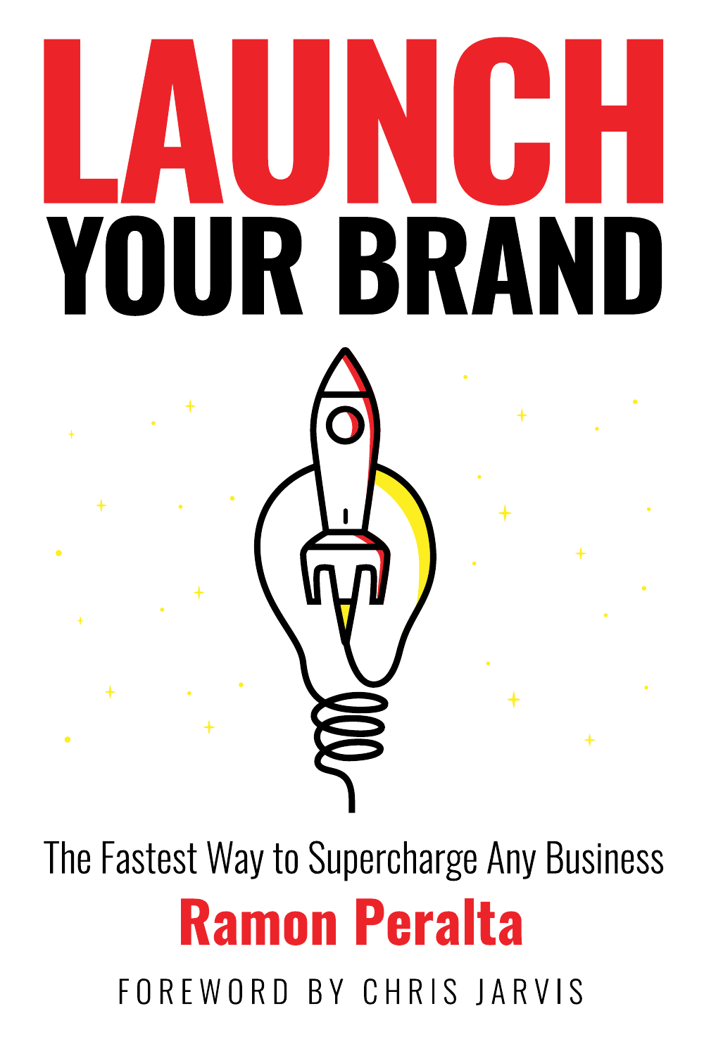# LAUNCH YOUR BRAND

The Fastest Way to Supercharge Any Business

**Ramon Peralta**

FOREWORD BY CHRIS JARVIS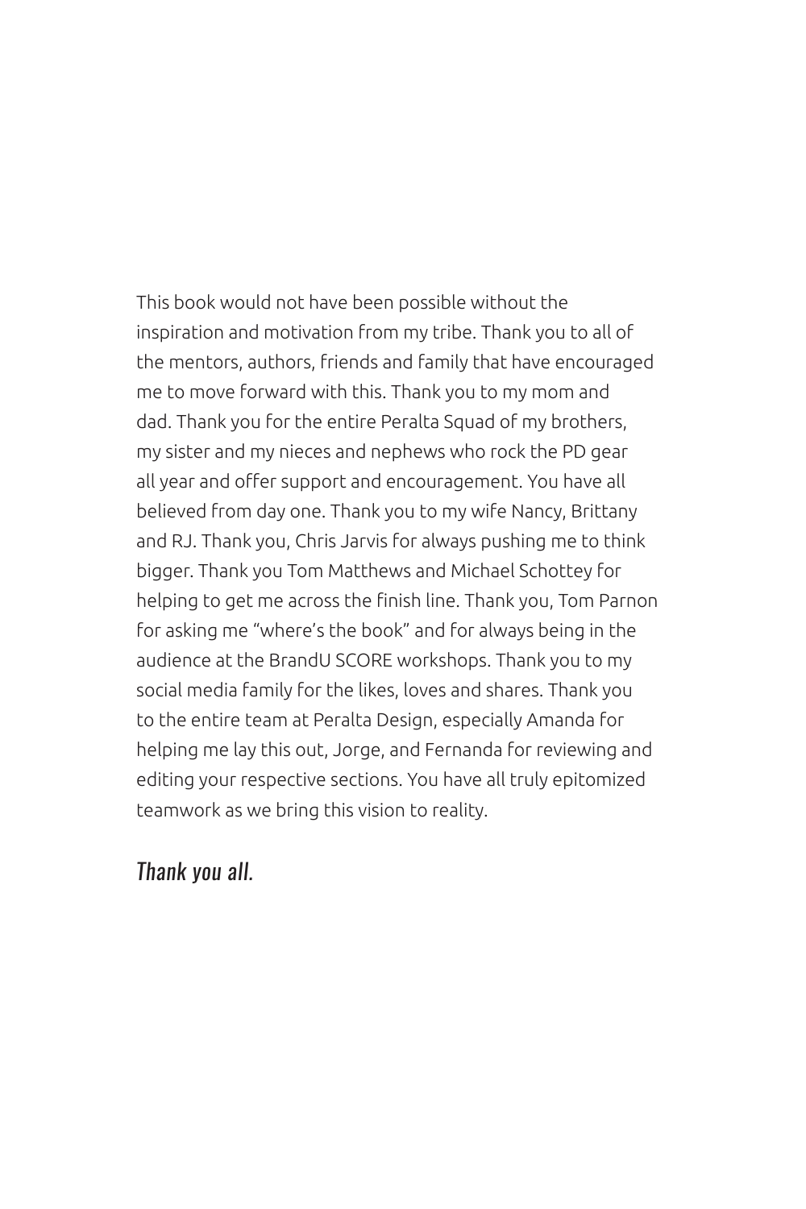This book would not have been possible without the inspiration and motivation from my tribe. Thank you to all of the mentors, authors, friends and family that have encouraged me to move forward with this. Thank you to my mom and dad. Thank you for the entire Peralta Squad of my brothers, my sister and my nieces and nephews who rock the PD gear all year and offer support and encouragement. You have all believed from day one. Thank you to my wife Nancy, Brittany and RJ. Thank you, Chris Jarvis for always pushing me to think bigger. Thank you Tom Matthews and Michael Schottey for helping to get me across the finish line. Thank you, Tom Parnon for asking me "where's the book" and for always being in the audience at the BrandU SCORE workshops. Thank you to my social media family for the likes, loves and shares. Thank you to the entire team at Peralta Design, especially Amanda for helping me lay this out, Jorge, and Fernanda for reviewing and editing your respective sections. You have all truly epitomized teamwork as we bring this vision to reality.

*Thank you all.*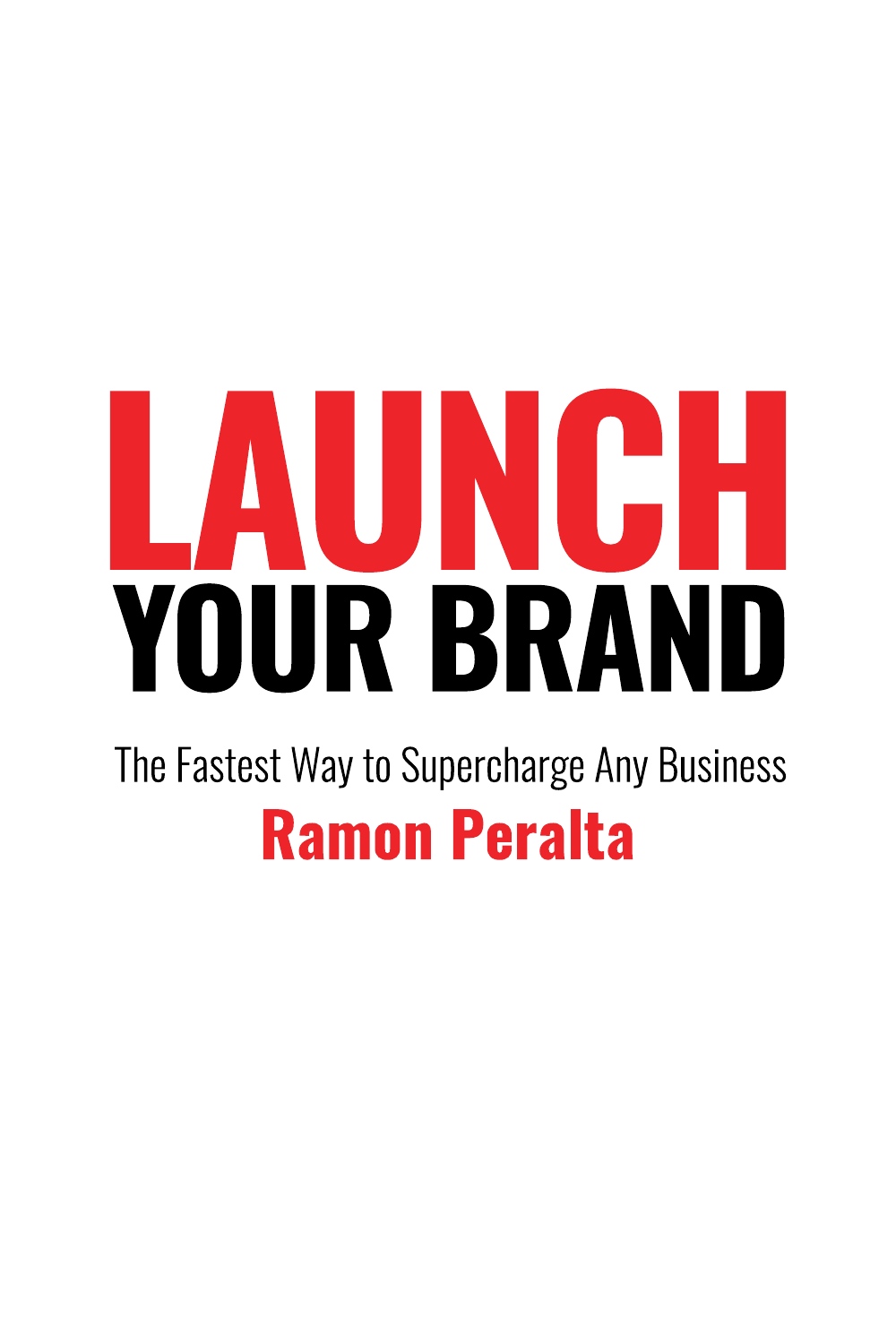# LAUNCH YOUR BRAND

The Fastest Way to Supercharge Any Business

**Ramon Peralta**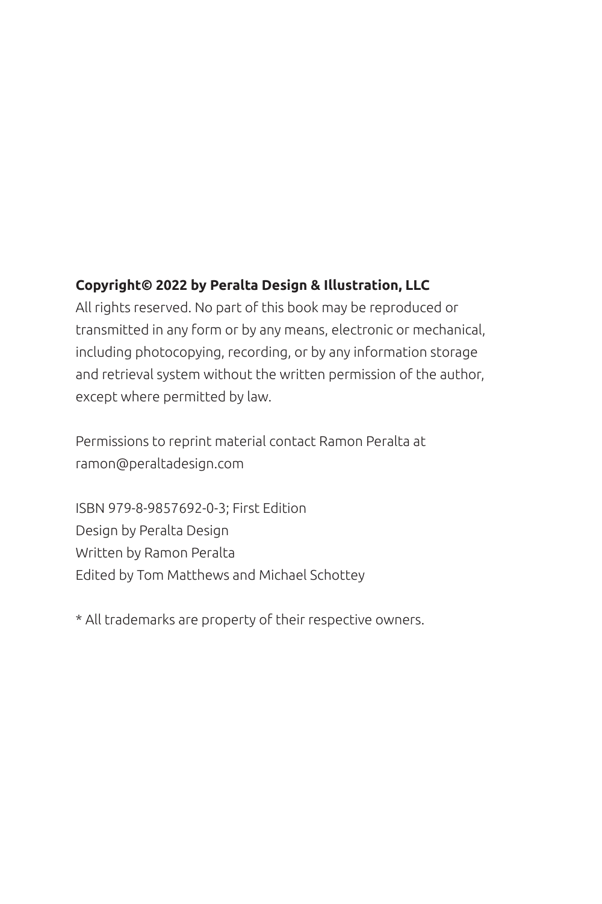**Copyright© 2022 by Peralta Design & Illustration, LLC**
All rights reserved. No part of this book may be reproduced or transmitted in any form or by any means, electronic or mechanical, including photocopying, recording, or by any information storage and retrieval system without the written permission of the author, except where permitted by law.

Permissions to reprint material contact Ramon Peralta at ramon@peraltadesign.com

ISBN 979-8-9857692-0-3; First Edition
Design by Peralta Design
Written by Ramon Peralta
Edited by Tom Matthews and Michael Schottey

* All trademarks are property of their respective owners.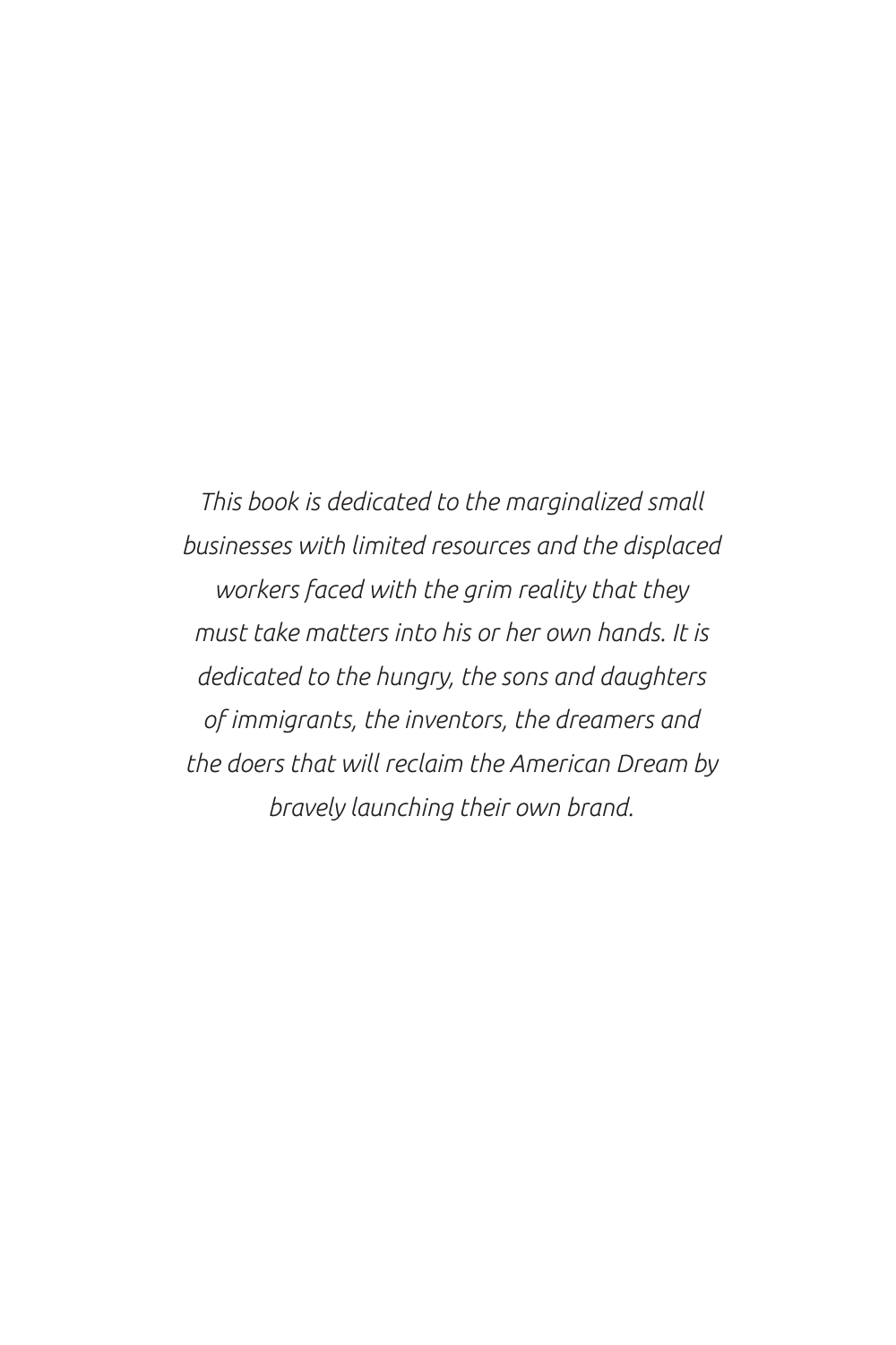*This book is dedicated to the marginalized small businesses with limited resources and the displaced workers faced with the grim reality that they must take matters into his or her own hands. It is dedicated to the hungry, the sons and daughters of immigrants, the inventors, the dreamers and the doers that will reclaim the American Dream by bravely launching their own brand.*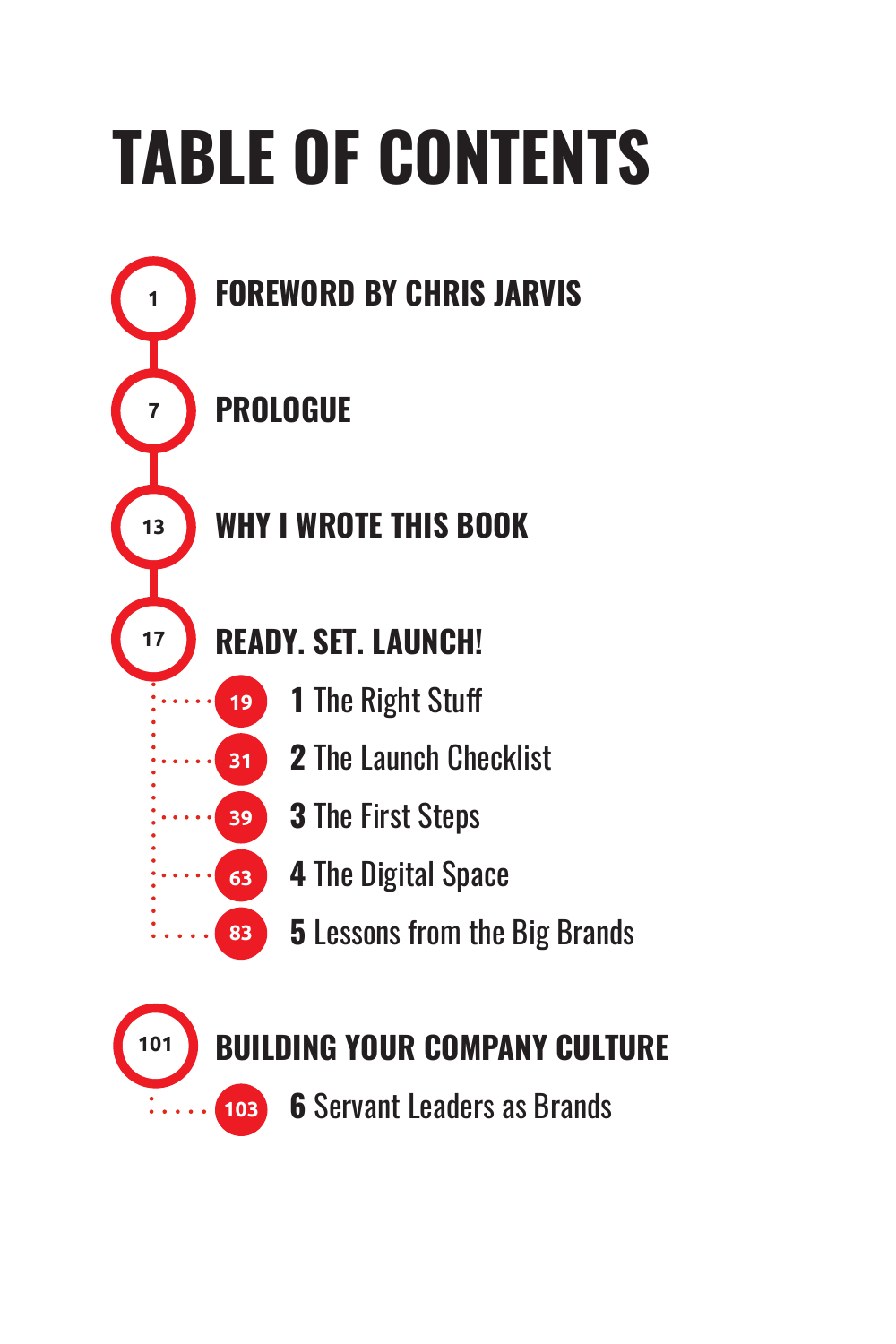# TABLE OF CONTENTS

1 **FOREWORD BY CHRIS JARVIS**

7 **PROLOGUE**

13 **WHY I WROTE THIS BOOK**

17 **READY. SET. LAUNCH!**

- 19 **1** The Right Stuff
- 31 **2** The Launch Checklist
- 39 **3** The First Steps
- 63 **4** The Digital Space
- 83 **5** Lessons from the Big Brands

101 **BUILDING YOUR COMPANY CULTURE**

- 103 **6** Servant Leaders as Brands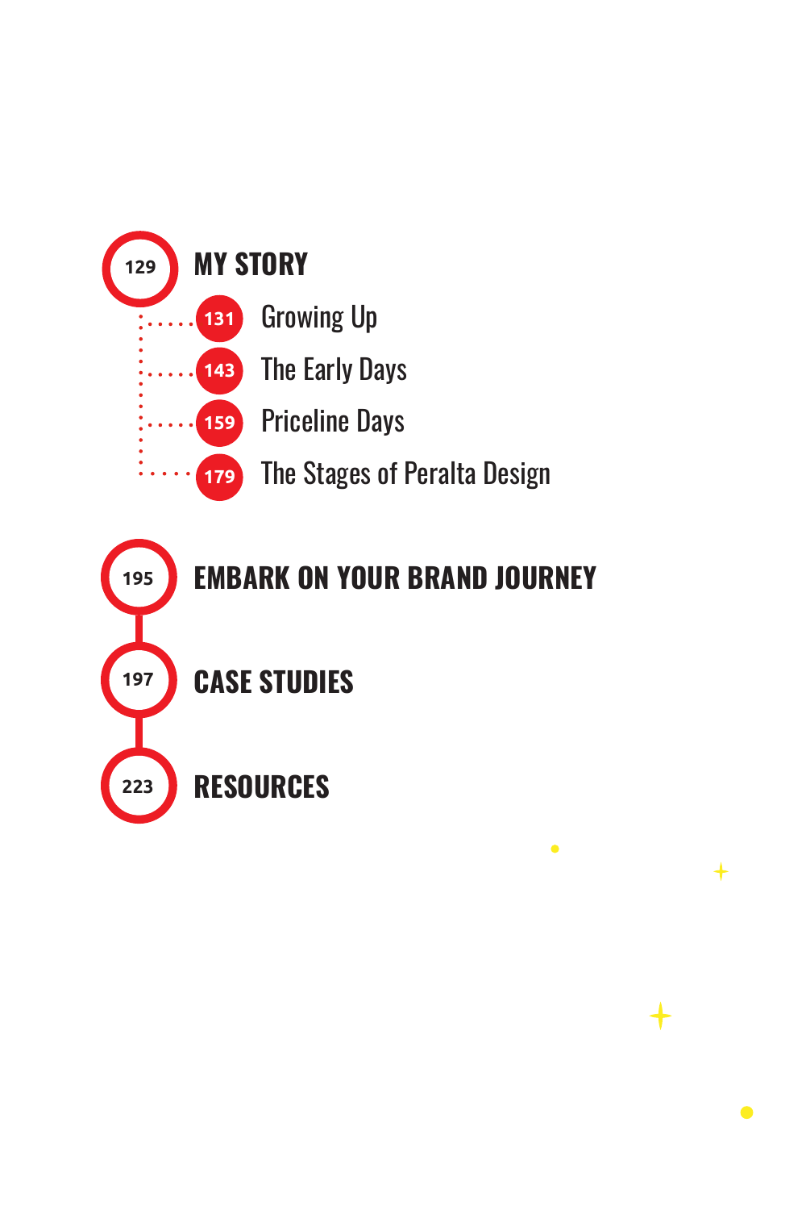129 **MY STORY**

- 131 Growing Up
- 143 The Early Days
- 159 Priceline Days
- 179 The Stages of Peralta Design

195 **EMBARK ON YOUR BRAND JOURNEY**

197 **CASE STUDIES**

223 **RESOURCES**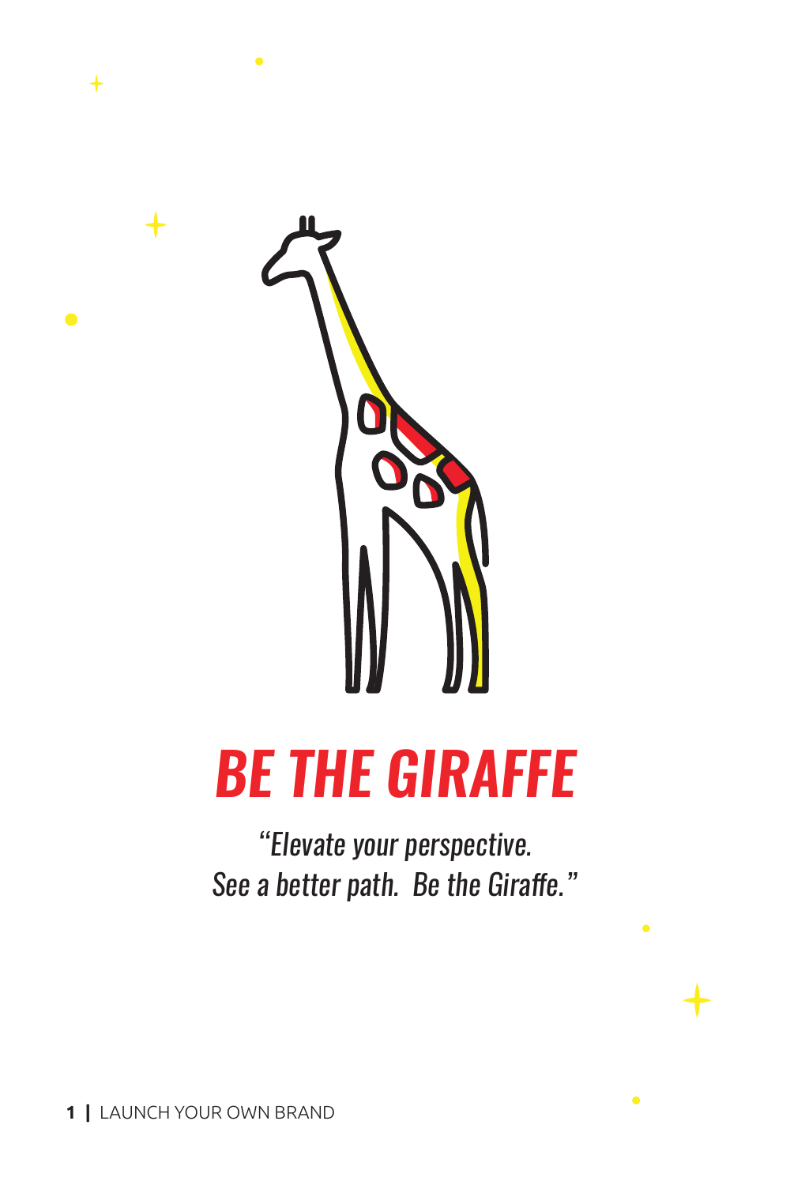# BE THE GIRAFFE

*"Elevate your perspective.*
*See a better path. Be the Giraffe."*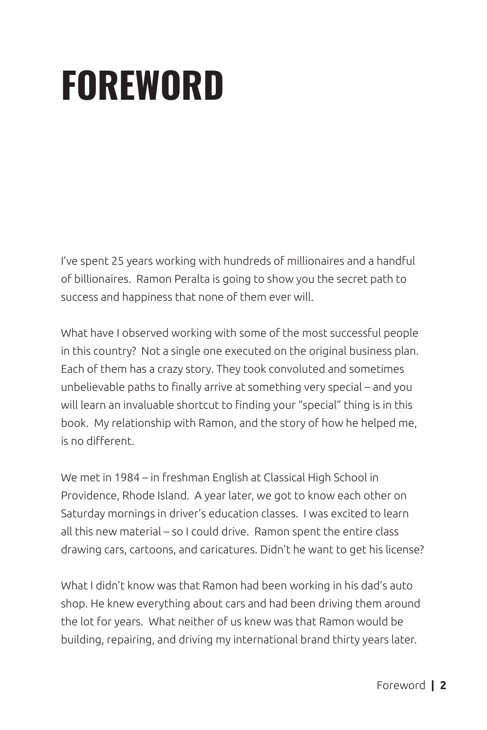# FOREWORD

I've spent 25 years working with hundreds of millionaires and a handful of billionaires.  Ramon Peralta is going to show you the secret path to success and happiness that none of them ever will.

What have I observed working with some of the most successful people in this country?  Not a single one executed on the original business plan. Each of them has a crazy story. They took convoluted and sometimes unbelievable paths to finally arrive at something very special – and you will learn an invaluable shortcut to finding your "special" thing is in this book.  My relationship with Ramon, and the story of how he helped me, is no different.

We met in 1984 – in freshman English at Classical High School in Providence, Rhode Island.  A year later, we got to know each other on Saturday mornings in driver's education classes.  I was excited to learn all this new material – so I could drive.  Ramon spent the entire class drawing cars, cartoons, and caricatures. Didn't he want to get his license?

What I didn't know was that Ramon had been working in his dad's auto shop. He knew everything about cars and had been driving them around the lot for years.  What neither of us knew was that Ramon would be building, repairing, and driving my international brand thirty years later.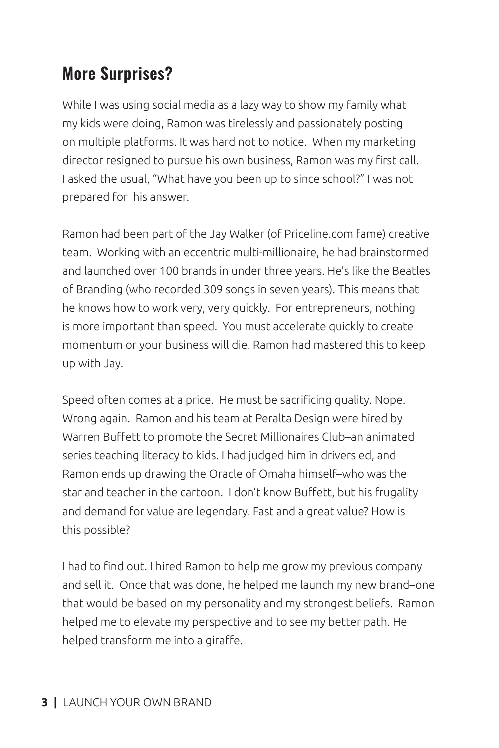## More Surprises?

While I was using social media as a lazy way to show my family what my kids were doing, Ramon was tirelessly and passionately posting on multiple platforms. It was hard not to notice. When my marketing director resigned to pursue his own business, Ramon was my first call. I asked the usual, "What have you been up to since school?" I was not prepared for his answer.

Ramon had been part of the Jay Walker (of Priceline.com fame) creative team. Working with an eccentric multi-millionaire, he had brainstormed and launched over 100 brands in under three years. He's like the Beatles of Branding (who recorded 309 songs in seven years). This means that he knows how to work very, very quickly. For entrepreneurs, nothing is more important than speed. You must accelerate quickly to create momentum or your business will die. Ramon had mastered this to keep up with Jay.

Speed often comes at a price. He must be sacrificing quality. Nope. Wrong again. Ramon and his team at Peralta Design were hired by Warren Buffett to promote the Secret Millionaires Club–an animated series teaching literacy to kids. I had judged him in drivers ed, and Ramon ends up drawing the Oracle of Omaha himself–who was the star and teacher in the cartoon. I don't know Buffett, but his frugality and demand for value are legendary. Fast and a great value? How is this possible?

I had to find out. I hired Ramon to help me grow my previous company and sell it. Once that was done, he helped me launch my new brand–one that would be based on my personality and my strongest beliefs. Ramon helped me to elevate my perspective and to see my better path. He helped transform me into a giraffe.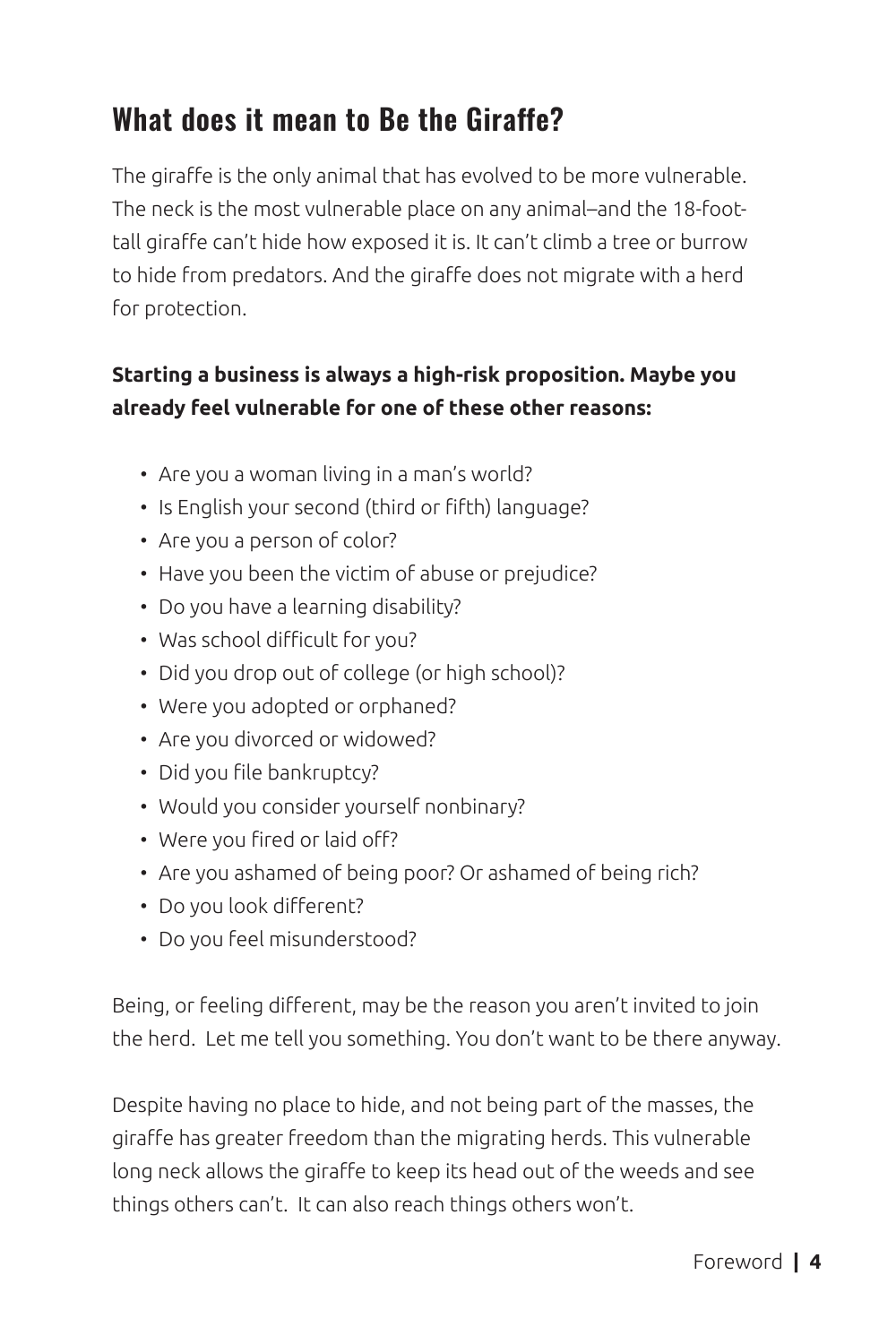## What does it mean to Be the Giraffe?

The giraffe is the only animal that has evolved to be more vulnerable. The neck is the most vulnerable place on any animal–and the 18-foot-tall giraffe can't hide how exposed it is. It can't climb a tree or burrow to hide from predators. And the giraffe does not migrate with a herd for protection.

**Starting a business is always a high-risk proposition. Maybe you already feel vulnerable for one of these other reasons:**

- Are you a woman living in a man's world?
- Is English your second (third or fifth) language?
- Are you a person of color?
- Have you been the victim of abuse or prejudice?
- Do you have a learning disability?
- Was school difficult for you?
- Did you drop out of college (or high school)?
- Were you adopted or orphaned?
- Are you divorced or widowed?
- Did you file bankruptcy?
- Would you consider yourself nonbinary?
- Were you fired or laid off?
- Are you ashamed of being poor? Or ashamed of being rich?
- Do you look different?
- Do you feel misunderstood?

Being, or feeling different, may be the reason you aren't invited to join the herd. Let me tell you something. You don't want to be there anyway.

Despite having no place to hide, and not being part of the masses, the giraffe has greater freedom than the migrating herds. This vulnerable long neck allows the giraffe to keep its head out of the weeds and see things others can't. It can also reach things others won't.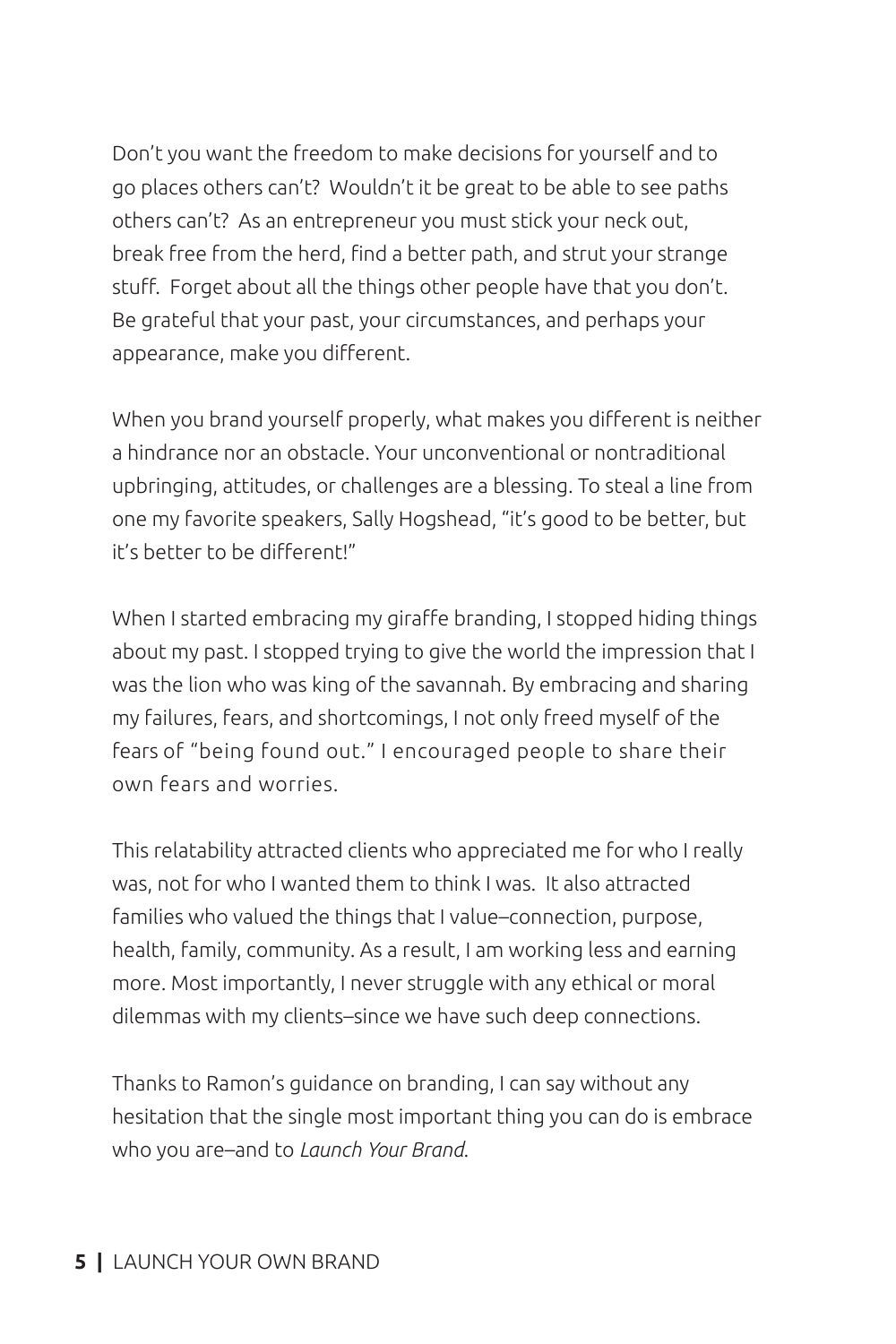Don't you want the freedom to make decisions for yourself and to go places others can't? Wouldn't it be great to be able to see paths others can't? As an entrepreneur you must stick your neck out, break free from the herd, find a better path, and strut your strange stuff. Forget about all the things other people have that you don't. Be grateful that your past, your circumstances, and perhaps your appearance, make you different.

When you brand yourself properly, what makes you different is neither a hindrance nor an obstacle. Your unconventional or nontraditional upbringing, attitudes, or challenges are a blessing. To steal a line from one my favorite speakers, Sally Hogshead, "it's good to be better, but it's better to be different!"

When I started embracing my giraffe branding, I stopped hiding things about my past. I stopped trying to give the world the impression that I was the lion who was king of the savannah. By embracing and sharing my failures, fears, and shortcomings, I not only freed myself of the fears of "being found out." I encouraged people to share their own fears and worries.

This relatability attracted clients who appreciated me for who I really was, not for who I wanted them to think I was. It also attracted families who valued the things that I value–connection, purpose, health, family, community. As a result, I am working less and earning more. Most importantly, I never struggle with any ethical or moral dilemmas with my clients–since we have such deep connections.

Thanks to Ramon's guidance on branding, I can say without any hesitation that the single most important thing you can do is embrace who you are–and to *Launch Your Brand*.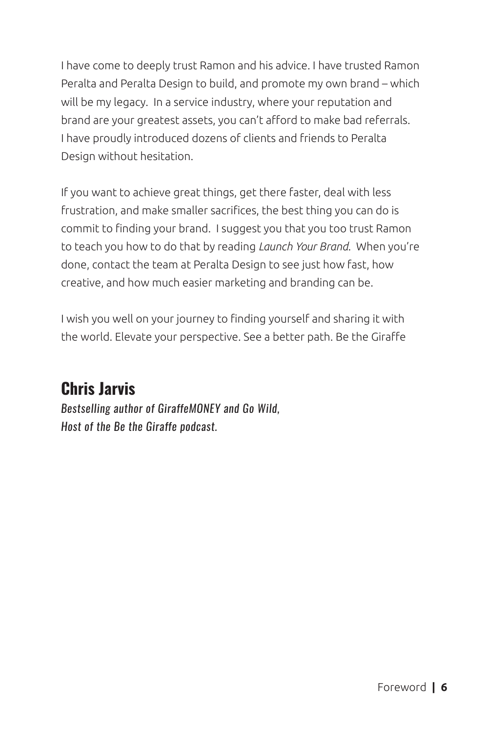I have come to deeply trust Ramon and his advice. I have trusted Ramon Peralta and Peralta Design to build, and promote my own brand – which will be my legacy.  In a service industry, where your reputation and brand are your greatest assets, you can't afford to make bad referrals. I have proudly introduced dozens of clients and friends to Peralta Design without hesitation.

If you want to achieve great things, get there faster, deal with less frustration, and make smaller sacrifices, the best thing you can do is commit to finding your brand.  I suggest you that you too trust Ramon to teach you how to do that by reading *Launch Your Brand*.  When you're done, contact the team at Peralta Design to see just how fast, how creative, and how much easier marketing and branding can be.

I wish you well on your journey to finding yourself and sharing it with the world. Elevate your perspective. See a better path. Be the Giraffe

## Chris Jarvis

*Bestselling author of GiraffeMONEY and Go Wild,*
*Host of the Be the Giraffe podcast.*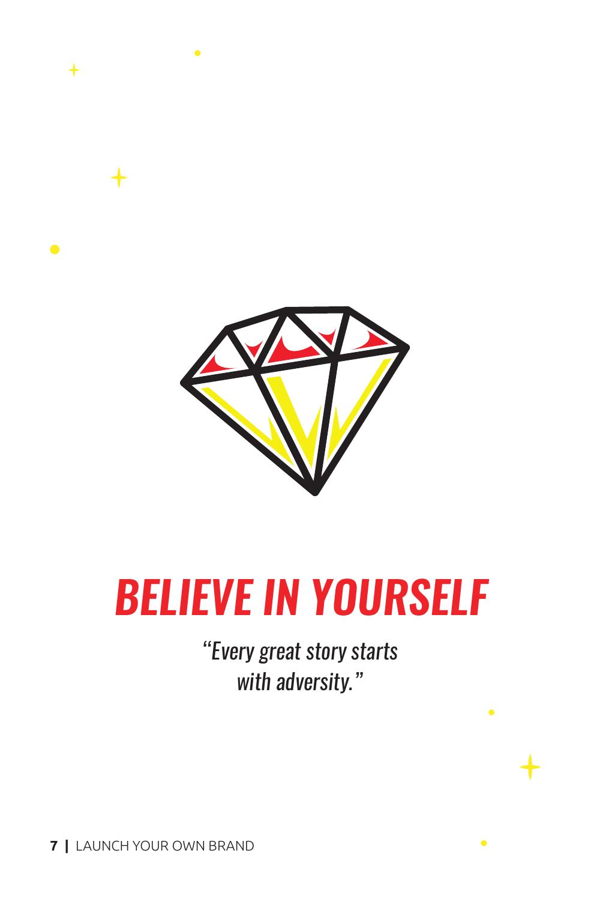# *BELIEVE IN YOURSELF*

*"Every great story starts with adversity."*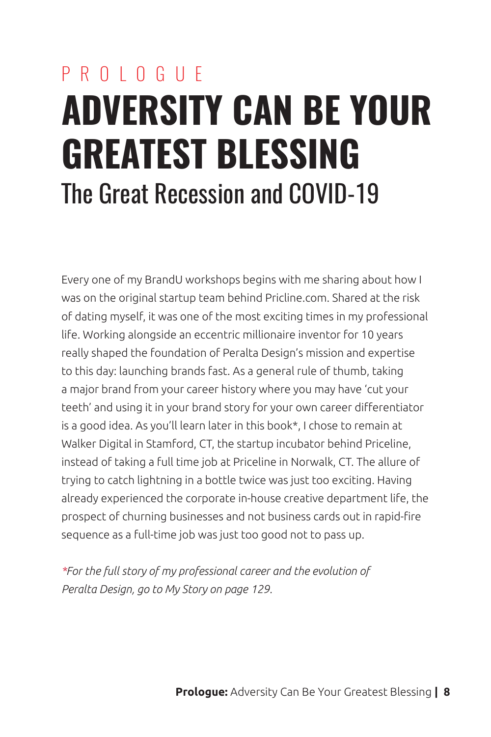PROLOGUE

# ADVERSITY CAN BE YOUR GREATEST BLESSING

## The Great Recession and COVID-19

Every one of my BrandU workshops begins with me sharing about how I was on the original startup team behind Pricline.com. Shared at the risk of dating myself, it was one of the most exciting times in my professional life. Working alongside an eccentric millionaire inventor for 10 years really shaped the foundation of Peralta Design's mission and expertise to this day: launching brands fast. As a general rule of thumb, taking a major brand from your career history where you may have 'cut your teeth' and using it in your brand story for your own career differentiator is a good idea. As you'll learn later in this book*, I chose to remain at Walker Digital in Stamford, CT, the startup incubator behind Priceline, instead of taking a full time job at Priceline in Norwalk, CT. The allure of trying to catch lightning in a bottle twice was just too exciting. Having already experienced the corporate in-house creative department life, the prospect of churning businesses and not business cards out in rapid-fire sequence as a full-time job was just too good not to pass up.

**For the full story of my professional career and the evolution of Peralta Design, go to My Story on page 129.*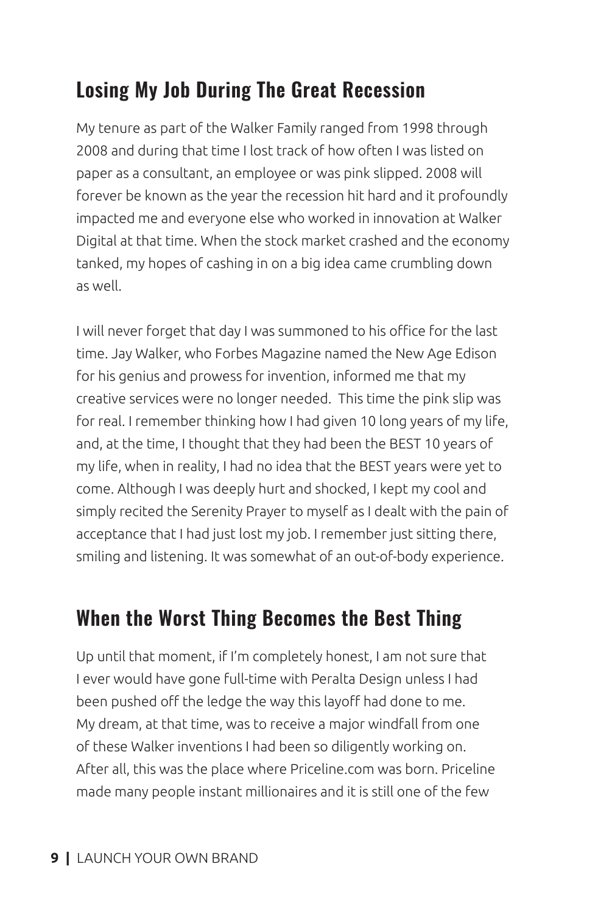## Losing My Job During The Great Recession

My tenure as part of the Walker Family ranged from 1998 through 2008 and during that time I lost track of how often I was listed on paper as a consultant, an employee or was pink slipped. 2008 will forever be known as the year the recession hit hard and it profoundly impacted me and everyone else who worked in innovation at Walker Digital at that time. When the stock market crashed and the economy tanked, my hopes of cashing in on a big idea came crumbling down as well.

I will never forget that day I was summoned to his office for the last time. Jay Walker, who Forbes Magazine named the New Age Edison for his genius and prowess for invention, informed me that my creative services were no longer needed. This time the pink slip was for real. I remember thinking how I had given 10 long years of my life, and, at the time, I thought that they had been the BEST 10 years of my life, when in reality, I had no idea that the BEST years were yet to come. Although I was deeply hurt and shocked, I kept my cool and simply recited the Serenity Prayer to myself as I dealt with the pain of acceptance that I had just lost my job. I remember just sitting there, smiling and listening. It was somewhat of an out-of-body experience.

## When the Worst Thing Becomes the Best Thing

Up until that moment, if I'm completely honest, I am not sure that I ever would have gone full-time with Peralta Design unless I had been pushed off the ledge the way this layoff had done to me. My dream, at that time, was to receive a major windfall from one of these Walker inventions I had been so diligently working on. After all, this was the place where Priceline.com was born. Priceline made many people instant millionaires and it is still one of the few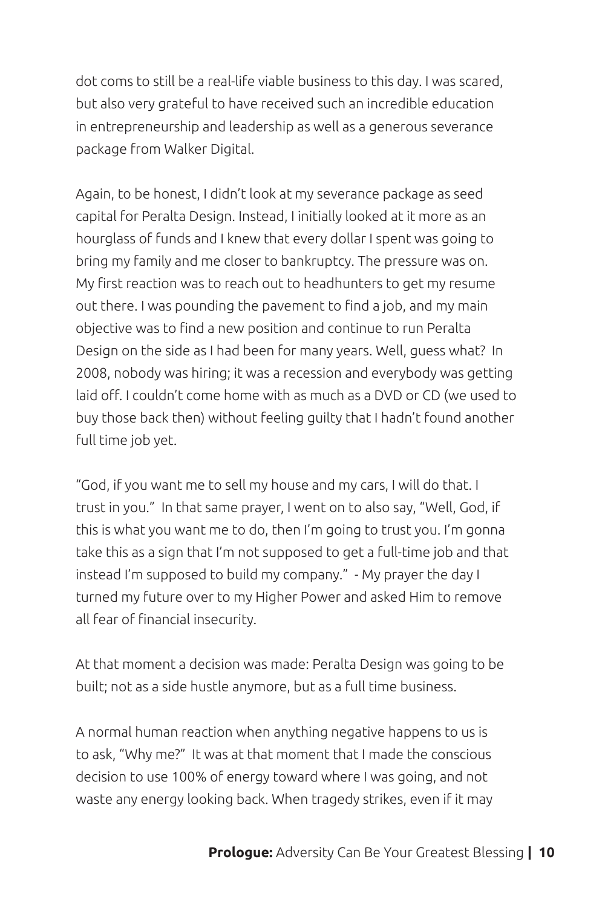dot coms to still be a real-life viable business to this day. I was scared, but also very grateful to have received such an incredible education in entrepreneurship and leadership as well as a generous severance package from Walker Digital.

Again, to be honest, I didn't look at my severance package as seed capital for Peralta Design. Instead, I initially looked at it more as an hourglass of funds and I knew that every dollar I spent was going to bring my family and me closer to bankruptcy. The pressure was on. My first reaction was to reach out to headhunters to get my resume out there. I was pounding the pavement to find a job, and my main objective was to find a new position and continue to run Peralta Design on the side as I had been for many years. Well, guess what? In 2008, nobody was hiring; it was a recession and everybody was getting laid off. I couldn't come home with as much as a DVD or CD (we used to buy those back then) without feeling guilty that I hadn't found another full time job yet.

"God, if you want me to sell my house and my cars, I will do that. I trust in you." In that same prayer, I went on to also say, "Well, God, if this is what you want me to do, then I'm going to trust you. I'm gonna take this as a sign that I'm not supposed to get a full-time job and that instead I'm supposed to build my company." - My prayer the day I turned my future over to my Higher Power and asked Him to remove all fear of financial insecurity.

At that moment a decision was made: Peralta Design was going to be built; not as a side hustle anymore, but as a full time business.

A normal human reaction when anything negative happens to us is to ask, "Why me?" It was at that moment that I made the conscious decision to use 100% of energy toward where I was going, and not waste any energy looking back. When tragedy strikes, even if it may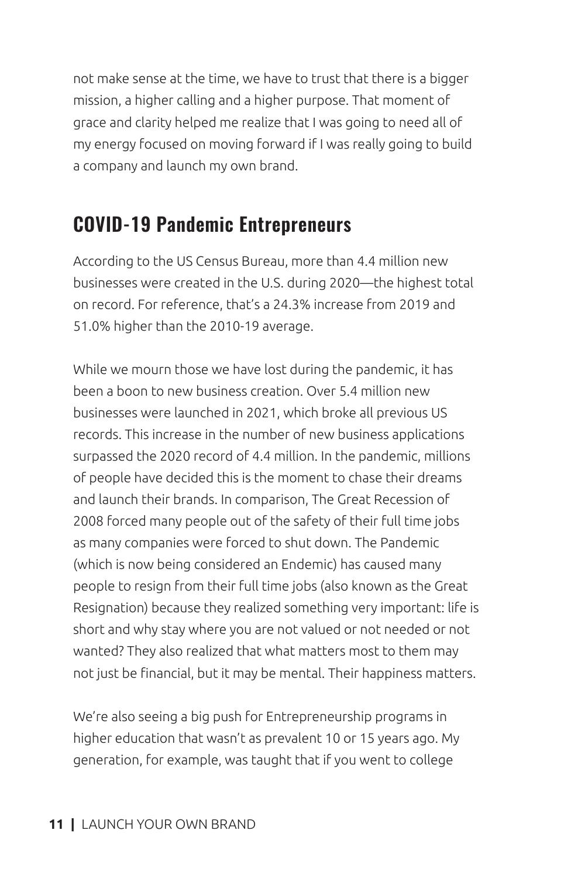not make sense at the time, we have to trust that there is a bigger mission, a higher calling and a higher purpose. That moment of grace and clarity helped me realize that I was going to need all of my energy focused on moving forward if I was really going to build a company and launch my own brand.

## COVID-19 Pandemic Entrepreneurs

According to the US Census Bureau, more than 4.4 million new businesses were created in the U.S. during 2020—the highest total on record. For reference, that's a 24.3% increase from 2019 and 51.0% higher than the 2010-19 average.

While we mourn those we have lost during the pandemic, it has been a boon to new business creation. Over 5.4 million new businesses were launched in 2021, which broke all previous US records. This increase in the number of new business applications surpassed the 2020 record of 4.4 million. In the pandemic, millions of people have decided this is the moment to chase their dreams and launch their brands. In comparison, The Great Recession of 2008 forced many people out of the safety of their full time jobs as many companies were forced to shut down. The Pandemic (which is now being considered an Endemic) has caused many people to resign from their full time jobs (also known as the Great Resignation) because they realized something very important: life is short and why stay where you are not valued or not needed or not wanted? They also realized that what matters most to them may not just be financial, but it may be mental. Their happiness matters.

We're also seeing a big push for Entrepreneurship programs in higher education that wasn't as prevalent 10 or 15 years ago. My generation, for example, was taught that if you went to college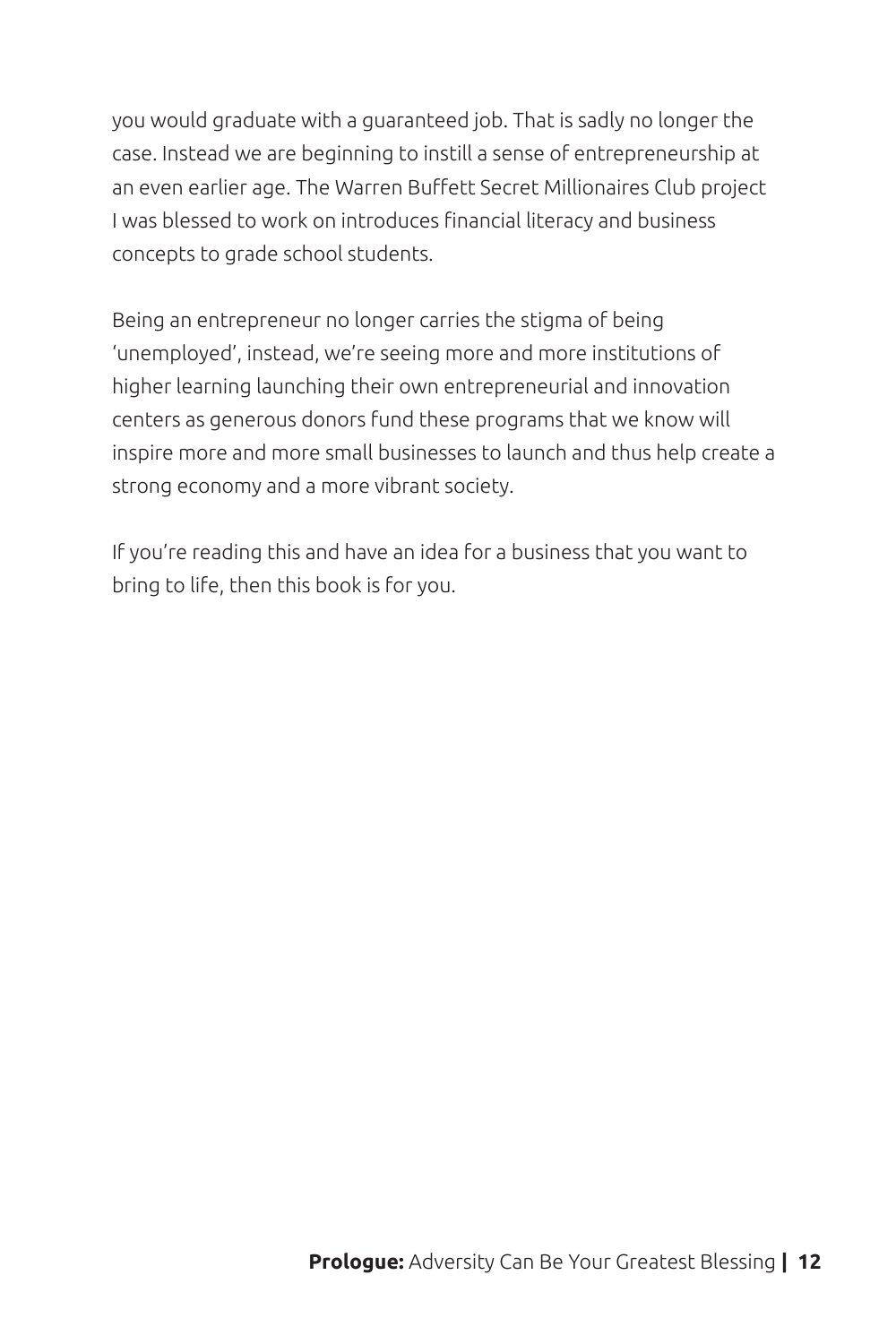you would graduate with a guaranteed job. That is sadly no longer the case. Instead we are beginning to instill a sense of entrepreneurship at an even earlier age. The Warren Buffett Secret Millionaires Club project I was blessed to work on introduces financial literacy and business concepts to grade school students.

Being an entrepreneur no longer carries the stigma of being 'unemployed', instead, we're seeing more and more institutions of higher learning launching their own entrepreneurial and innovation centers as generous donors fund these programs that we know will inspire more and more small businesses to launch and thus help create a strong economy and a more vibrant society.

If you're reading this and have an idea for a business that you want to bring to life, then this book is for you.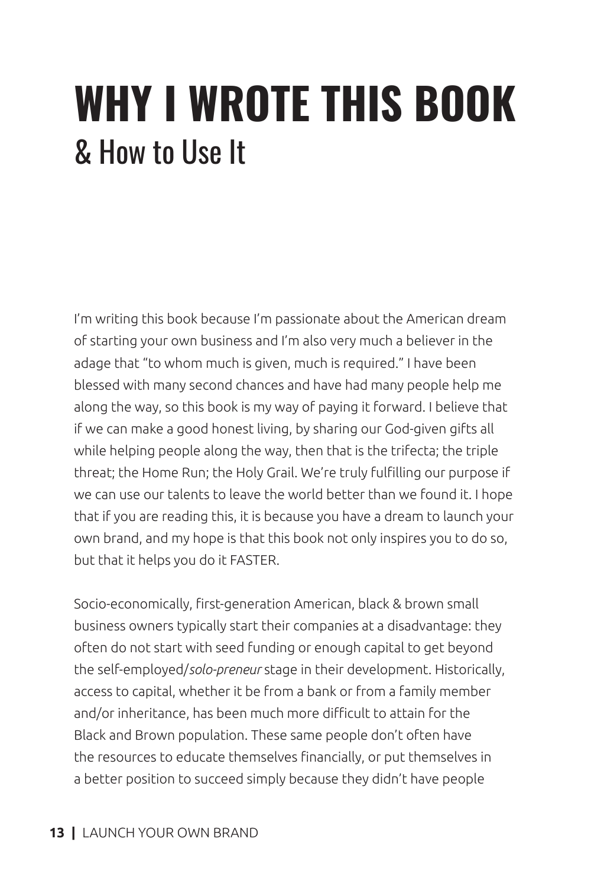# WHY I WROTE THIS BOOK

## & How to Use It

I'm writing this book because I'm passionate about the American dream of starting your own business and I'm also very much a believer in the adage that "to whom much is given, much is required." I have been blessed with many second chances and have had many people help me along the way, so this book is my way of paying it forward. I believe that if we can make a good honest living, by sharing our God-given gifts all while helping people along the way, then that is the trifecta; the triple threat; the Home Run; the Holy Grail. We're truly fulfilling our purpose if we can use our talents to leave the world better than we found it. I hope that if you are reading this, it is because you have a dream to launch your own brand, and my hope is that this book not only inspires you to do so, but that it helps you do it FASTER.

Socio-economically, first-generation American, black & brown small business owners typically start their companies at a disadvantage: they often do not start with seed funding or enough capital to get beyond the self-employed/*solo-preneur* stage in their development. Historically, access to capital, whether it be from a bank or from a family member and/or inheritance, has been much more difficult to attain for the Black and Brown population. These same people don't often have the resources to educate themselves financially, or put themselves in a better position to succeed simply because they didn't have people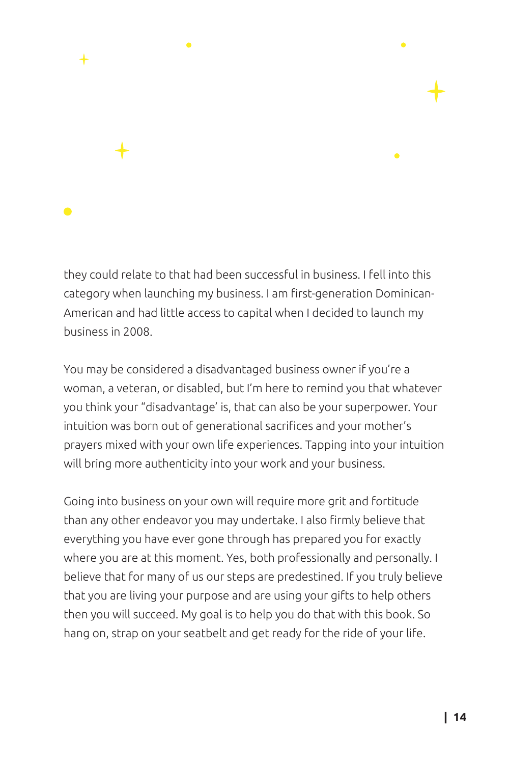they could relate to that had been successful in business. I fell into this category when launching my business. I am first-generation Dominican-American and had little access to capital when I decided to launch my business in 2008.

You may be considered a disadvantaged business owner if you're a woman, a veteran, or disabled, but I'm here to remind you that whatever you think your "disadvantage' is, that can also be your superpower. Your intuition was born out of generational sacrifices and your mother's prayers mixed with your own life experiences. Tapping into your intuition will bring more authenticity into your work and your business.

Going into business on your own will require more grit and fortitude than any other endeavor you may undertake. I also firmly believe that everything you have ever gone through has prepared you for exactly where you are at this moment. Yes, both professionally and personally. I believe that for many of us our steps are predestined. If you truly believe that you are living your purpose and are using your gifts to help others then you will succeed. My goal is to help you do that with this book. So hang on, strap on your seatbelt and get ready for the ride of your life.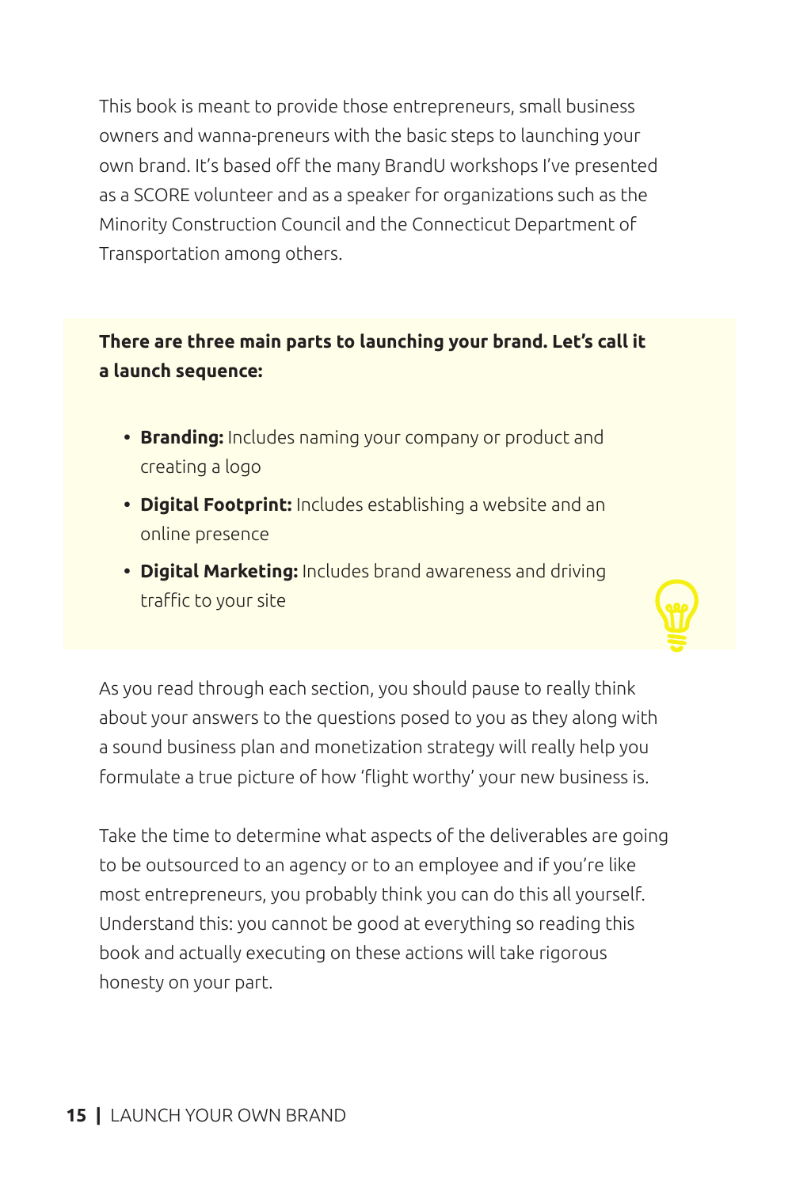This book is meant to provide those entrepreneurs, small business owners and wanna-preneurs with the basic steps to launching your own brand. It's based off the many BrandU workshops I've presented as a SCORE volunteer and as a speaker for organizations such as the Minority Construction Council and the Connecticut Department of Transportation among others.

**There are three main parts to launching your brand. Let's call it a launch sequence:**

- **Branding:** Includes naming your company or product and creating a logo
- **Digital Footprint:** Includes establishing a website and an online presence
- **Digital Marketing:** Includes brand awareness and driving traffic to your site

As you read through each section, you should pause to really think about your answers to the questions posed to you as they along with a sound business plan and monetization strategy will really help you formulate a true picture of how 'flight worthy' your new business is.

Take the time to determine what aspects of the deliverables are going to be outsourced to an agency or to an employee and if you're like most entrepreneurs, you probably think you can do this all yourself. Understand this: you cannot be good at everything so reading this book and actually executing on these actions will take rigorous honesty on your part.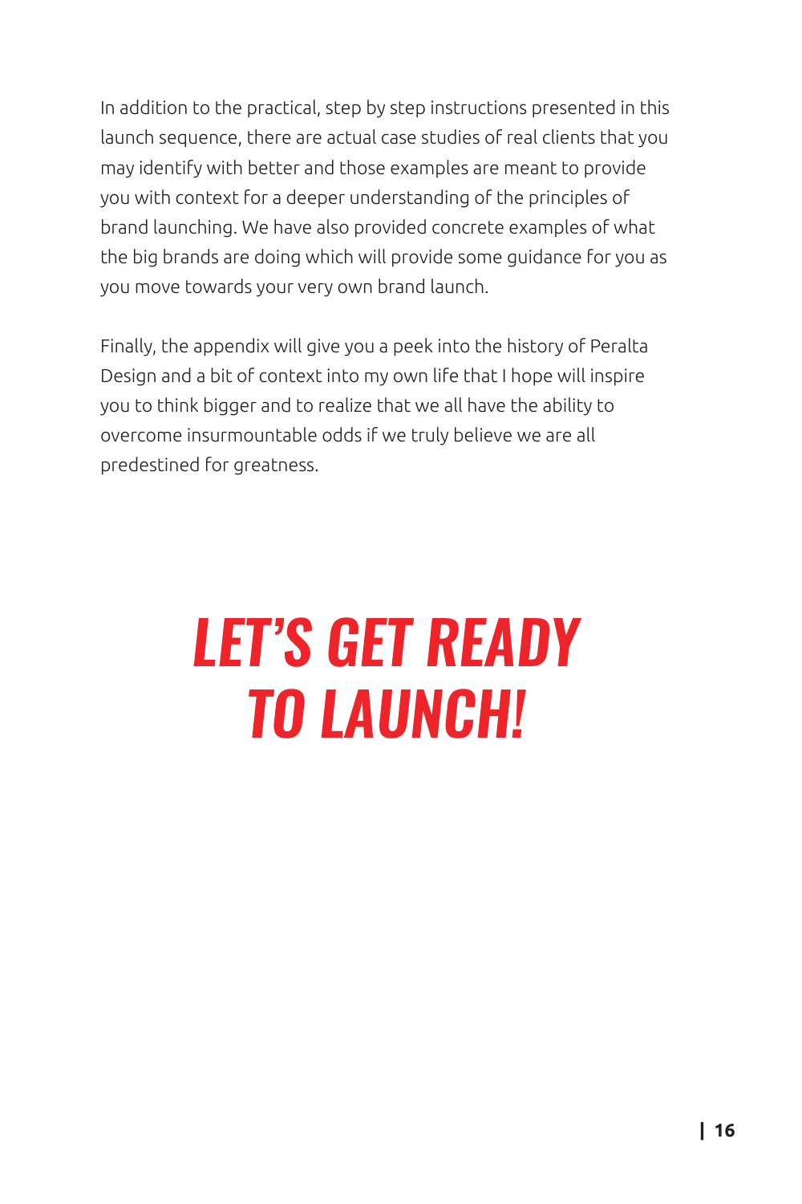In addition to the practical, step by step instructions presented in this launch sequence, there are actual case studies of real clients that you may identify with better and those examples are meant to provide you with context for a deeper understanding of the principles of brand launching. We have also provided concrete examples of what the big brands are doing which will provide some guidance for you as you move towards your very own brand launch.

Finally, the appendix will give you a peek into the history of Peralta Design and a bit of context into my own life that I hope will inspire you to think bigger and to realize that we all have the ability to overcome insurmountable odds if we truly believe we are all predestined for greatness.

# *LET'S GET READY TO LAUNCH!*